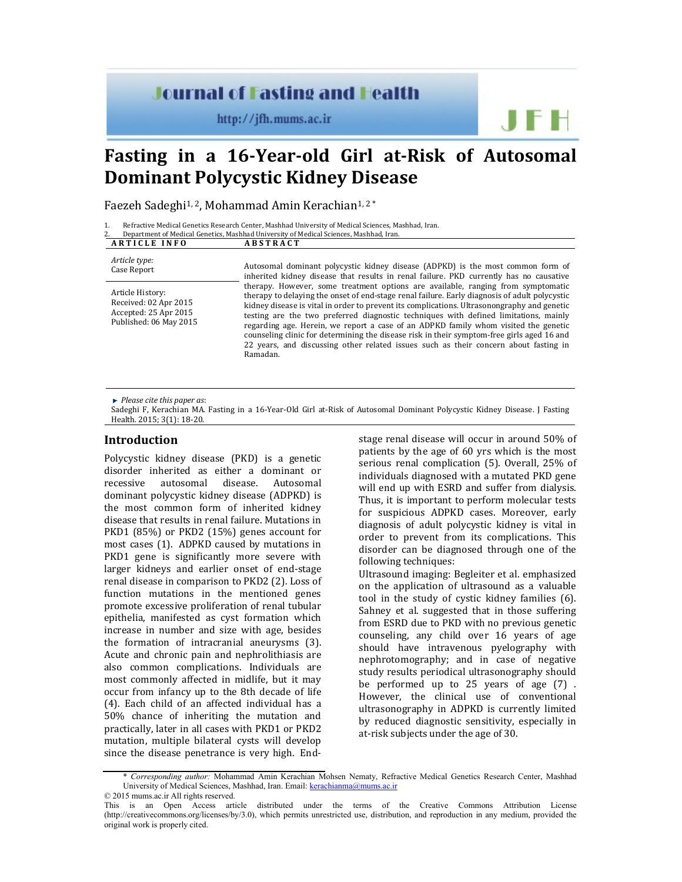# Fasting in a 16-Year-old Girl at-Risk of Autosomal Dominant Polycystic Kidney Disease

Faezeh Sadeghi[1, 2], Mohammad Amin Kerachian[1, 2 *]

1. Refractive Medical Genetics Research Center, Mashhad University of Medical Sciences, Mashhad, Iran.
2. Department of Medical Genetics, Mashhad University of Medical Sciences, Mashhad, Iran.

| ARTICLE INFO | ABSTRACT |
|---|---|
| *Article type:* Case Report<br><br>Article History:<br>Received: 02 Apr 2015<br>Accepted: 25 Apr 2015<br>Published: 06 May 2015 | Autosomal dominant polycystic kidney disease (ADPKD) is the most common form of inherited kidney disease that results in renal failure. PKD currently has no causative therapy. However, some treatment options are available, ranging from symptomatic therapy to delaying the onset of end-stage renal failure. Early diagnosis of adult polycystic kidney disease is vital in order to prevent its complications. Ultrasonongraphy and genetic testing are the two preferred diagnostic techniques with defined limitations, mainly regarding age. Herein, we report a case of an ADPKD family whom visited the genetic counseling clinic for determining the disease risk in their symptom-free girls aged 16 and 22 years, and discussing other related issues such as their concern about fasting in Ramadan. |

► *Please cite this paper as*:
Sadeghi F, Kerachian MA. Fasting in a 16-Year-Old Girl at-Risk of Autosomal Dominant Polycystic Kidney Disease. J Fasting Health. 2015; 3(1): 18-20.

## Introduction

Polycystic kidney disease (PKD) is a genetic disorder inherited as either a dominant or recessive autosomal disease. Autosomal dominant polycystic kidney disease (ADPKD) is the most common form of inherited kidney disease that results in renal failure. Mutations in PKD1 (85%) or PKD2 (15%) genes account for most cases (1). ADPKD caused by mutations in PKD1 gene is significantly more severe with larger kidneys and earlier onset of end-stage renal disease in comparison to PKD2 (2). Loss of function mutations in the mentioned genes promote excessive proliferation of renal tubular epithelia, manifested as cyst formation which increase in number and size with age, besides the formation of intracranial aneurysms (3). Acute and chronic pain and nephrolithiasis are also common complications. Individuals are most commonly affected in midlife, but it may occur from infancy up to the 8th decade of life (4). Each child of an affected individual has a 50% chance of inheriting the mutation and practically, later in all cases with PKD1 or PKD2 mutation, multiple bilateral cysts will develop since the disease penetrance is very high. End-stage renal disease will occur in around 50% of patients by the age of 60 yrs which is the most serious renal complication (5). Overall, 25% of individuals diagnosed with a mutated PKD gene will end up with ESRD and suffer from dialysis. Thus, it is important to perform molecular tests for suspicious ADPKD cases. Moreover, early diagnosis of adult polycystic kidney is vital in order to prevent from its complications. This disorder can be diagnosed through one of the following techniques:

Ultrasound imaging: Begleiter et al. emphasized on the application of ultrasound as a valuable tool in the study of cystic kidney families (6). Sahney et al. suggested that in those suffering from ESRD due to PKD with no previous genetic counseling, any child over 16 years of age should have intravenous pyelography with nephrotomography; and in case of negative study results periodical ultrasonography should be performed up to 25 years of age (7) . However, the clinical use of conventional ultrasonography in ADPKD is currently limited by reduced diagnostic sensitivity, especially in at-risk subjects under the age of 30.

\* *Corresponding author:* Mohammad Amin Kerachian Mohsen Nematy, Refractive Medical Genetics Research Center, Mashhad University of Medical Sciences, Mashhad, Iran. Email: kerachianma@mums.ac.ir

© 2015 mums.ac.ir All rights reserved.

This is an Open Access article distributed under the terms of the Creative Commons Attribution License (http://creativecommons.org/licenses/by/3.0), which permits unrestricted use, distribution, and reproduction in any medium, provided the original work is properly cited.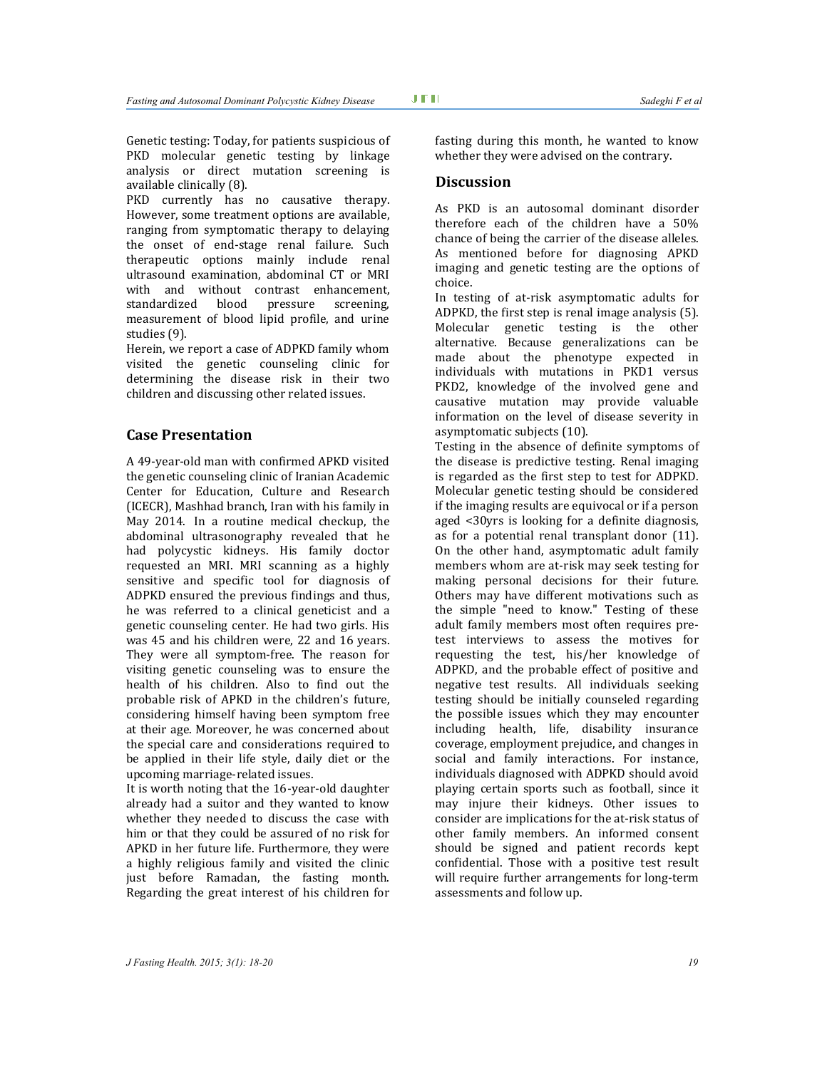Genetic testing: Today, for patients suspicious of PKD molecular genetic testing by linkage analysis or direct mutation screening is available clinically (8).

PKD currently has no causative therapy. However, some treatment options are available, ranging from symptomatic therapy to delaying the onset of end-stage renal failure. Such therapeutic options mainly include renal ultrasound examination, abdominal CT or MRI with and without contrast enhancement, standardized blood pressure screening, measurement of blood lipid profile, and urine studies (9).

Herein, we report a case of ADPKD family whom visited the genetic counseling clinic for determining the disease risk in their two children and discussing other related issues.

## Case Presentation

A 49-year-old man with confirmed APKD visited the genetic counseling clinic of Iranian Academic Center for Education, Culture and Research (ICECR), Mashhad branch, Iran with his family in May 2014. In a routine medical checkup, the abdominal ultrasonography revealed that he had polycystic kidneys. His family doctor requested an MRI. MRI scanning as a highly sensitive and specific tool for diagnosis of ADPKD ensured the previous findings and thus, he was referred to a clinical geneticist and a genetic counseling center. He had two girls. His was 45 and his children were, 22 and 16 years. They were all symptom-free. The reason for visiting genetic counseling was to ensure the health of his children. Also to find out the probable risk of APKD in the children's future, considering himself having been symptom free at their age. Moreover, he was concerned about the special care and considerations required to be applied in their life style, daily diet or the upcoming marriage-related issues.

It is worth noting that the 16-year-old daughter already had a suitor and they wanted to know whether they needed to discuss the case with him or that they could be assured of no risk for APKD in her future life. Furthermore, they were a highly religious family and visited the clinic just before Ramadan, the fasting month. Regarding the great interest of his children for fasting during this month, he wanted to know whether they were advised on the contrary.

## Discussion

As PKD is an autosomal dominant disorder therefore each of the children have a 50% chance of being the carrier of the disease alleles. As mentioned before for diagnosing APKD imaging and genetic testing are the options of choice.

In testing of at-risk asymptomatic adults for ADPKD, the first step is renal image analysis (5). Molecular genetic testing is the other alternative. Because generalizations can be made about the phenotype expected in individuals with mutations in PKD1 versus PKD2, knowledge of the involved gene and causative mutation may provide valuable information on the level of disease severity in asymptomatic subjects (10).

Testing in the absence of definite symptoms of the disease is predictive testing. Renal imaging is regarded as the first step to test for ADPKD. Molecular genetic testing should be considered if the imaging results are equivocal or if a person aged <30yrs is looking for a definite diagnosis, as for a potential renal transplant donor (11). On the other hand, asymptomatic adult family members whom are at-risk may seek testing for making personal decisions for their future. Others may have different motivations such as the simple "need to know." Testing of these adult family members most often requires pre-test interviews to assess the motives for requesting the test, his/her knowledge of ADPKD, and the probable effect of positive and negative test results. All individuals seeking testing should be initially counseled regarding the possible issues which they may encounter including health, life, disability insurance coverage, employment prejudice, and changes in social and family interactions. For instance, individuals diagnosed with ADPKD should avoid playing certain sports such as football, since it may injure their kidneys. Other issues to consider are implications for the at-risk status of other family members. An informed consent should be signed and patient records kept confidential. Those with a positive test result will require further arrangements for long-term assessments and follow up.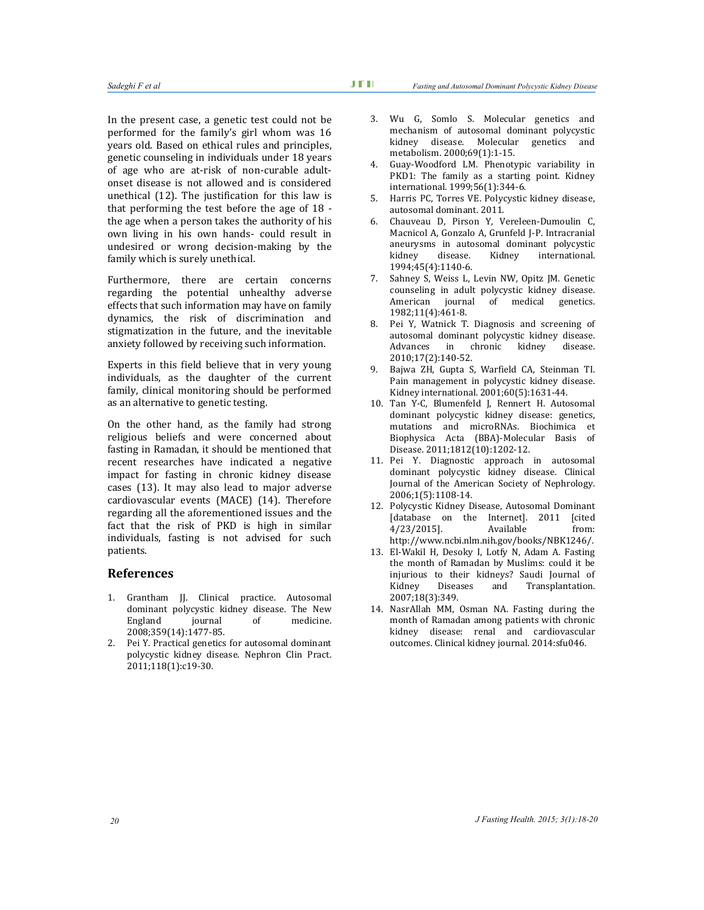In the present case, a genetic test could not be performed for the family's girl whom was 16 years old. Based on ethical rules and principles, genetic counseling in individuals under 18 years of age who are at-risk of non-curable adult-onset disease is not allowed and is considered unethical (12). The justification for this law is that performing the test before the age of 18 - the age when a person takes the authority of his own living in his own hands- could result in undesired or wrong decision-making by the family which is surely unethical.

Furthermore, there are certain concerns regarding the potential unhealthy adverse effects that such information may have on family dynamics, the risk of discrimination and stigmatization in the future, and the inevitable anxiety followed by receiving such information.

Experts in this field believe that in very young individuals, as the daughter of the current family, clinical monitoring should be performed as an alternative to genetic testing.

On the other hand, as the family had strong religious beliefs and were concerned about fasting in Ramadan, it should be mentioned that recent researches have indicated a negative impact for fasting in chronic kidney disease cases (13). It may also lead to major adverse cardiovascular events (MACE) (14). Therefore regarding all the aforementioned issues and the fact that the risk of PKD is high in similar individuals, fasting is not advised for such patients.

## References

1. Grantham JJ. Clinical practice. Autosomal dominant polycystic kidney disease. The New England journal of medicine. 2008;359(14):1477-85.
2. Pei Y. Practical genetics for autosomal dominant polycystic kidney disease. Nephron Clin Pract. 2011;118(1):c19-30.
3. Wu G, Somlo S. Molecular genetics and mechanism of autosomal dominant polycystic kidney disease. Molecular genetics and metabolism. 2000;69(1):1-15.
4. Guay-Woodford LM. Phenotypic variability in PKD1: The family as a starting point. Kidney international. 1999;56(1):344-6.
5. Harris PC, Torres VE. Polycystic kidney disease, autosomal dominant. 2011.
6. Chauveau D, Pirson Y, Vereleen-Dumoulin C, Macnicol A, Gonzalo A, Grunfeld J-P. Intracranial aneurysms in autosomal dominant polycystic kidney disease. Kidney international. 1994;45(4):1140-6.
7. Sahney S, Weiss L, Levin NW, Opitz JM. Genetic counseling in adult polycystic kidney disease. American journal of medical genetics. 1982;11(4):461-8.
8. Pei Y, Watnick T. Diagnosis and screening of autosomal dominant polycystic kidney disease. Advances in chronic kidney disease. 2010;17(2):140-52.
9. Bajwa ZH, Gupta S, Warfield CA, Steinman TI. Pain management in polycystic kidney disease. Kidney international. 2001;60(5):1631-44.
10. Tan Y-C, Blumenfeld J, Rennert H. Autosomal dominant polycystic kidney disease: genetics, mutations and microRNAs. Biochimica et Biophysica Acta (BBA)-Molecular Basis of Disease. 2011;1812(10):1202-12.
11. Pei Y. Diagnostic approach in autosomal dominant polycystic kidney disease. Clinical Journal of the American Society of Nephrology. 2006;1(5):1108-14.
12. Polycystic Kidney Disease, Autosomal Dominant [database on the Internet]. 2011 [cited 4/23/2015]. Available from: http://www.ncbi.nlm.nih.gov/books/NBK1246/.
13. El-Wakil H, Desoky I, Lotfy N, Adam A. Fasting the month of Ramadan by Muslims: could it be injurious to their kidneys? Saudi Journal of Kidney Diseases and Transplantation. 2007;18(3):349.
14. NasrAllah MM, Osman NA. Fasting during the month of Ramadan among patients with chronic kidney disease: renal and cardiovascular outcomes. Clinical kidney journal. 2014:sfu046.